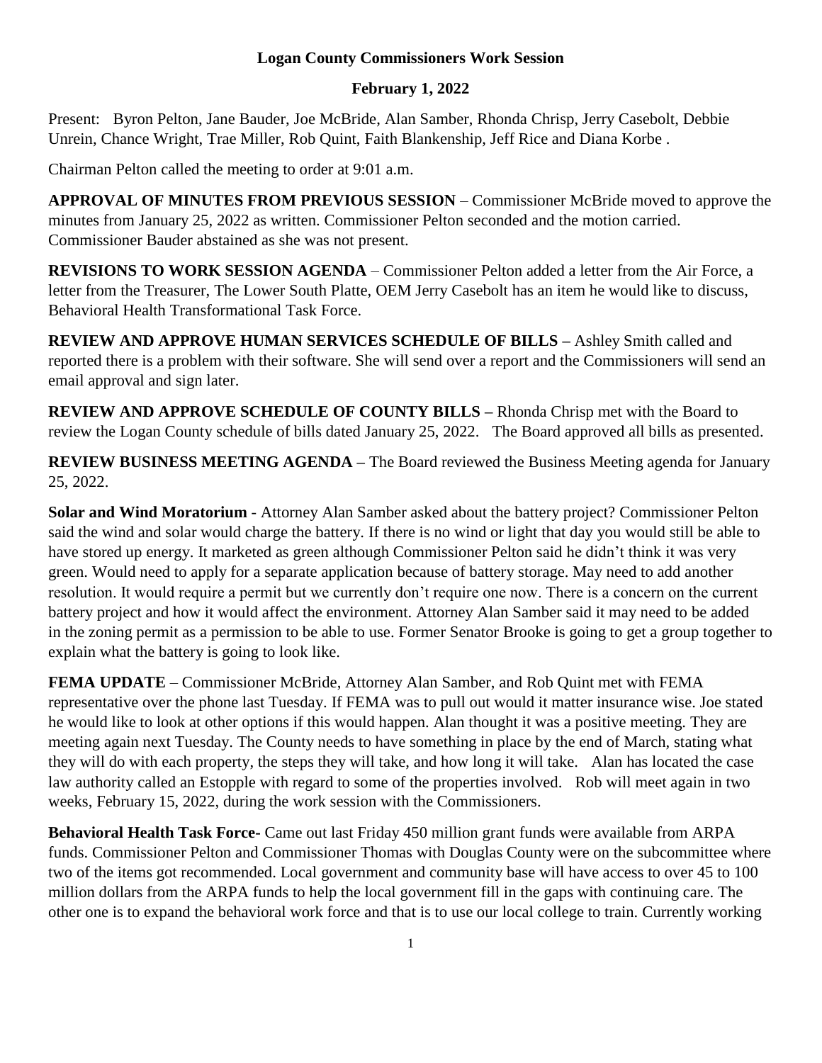**Logan County Commissioners Work Session**

**February 1, 2022**

Present: Byron Pelton, Jane Bauder, Joe McBride, Alan Samber, Rhonda Chrisp, Jerry Casebolt, Debbie Unrein, Chance Wright, Trae Miller, Rob Quint, Faith Blankenship, Jeff Rice and Diana Korbe .

Chairman Pelton called the meeting to order at 9:01 a.m.

**APPROVAL OF MINUTES FROM PREVIOUS SESSION** – Commissioner McBride moved to approve the minutes from January 25, 2022 as written. Commissioner Pelton seconded and the motion carried. Commissioner Bauder abstained as she was not present.

**REVISIONS TO WORK SESSION AGENDA** – Commissioner Pelton added a letter from the Air Force, a letter from the Treasurer, The Lower South Platte, OEM Jerry Casebolt has an item he would like to discuss, Behavioral Health Transformational Task Force.

**REVIEW AND APPROVE HUMAN SERVICES SCHEDULE OF BILLS –** Ashley Smith called and reported there is a problem with their software. She will send over a report and the Commissioners will send an email approval and sign later.

**REVIEW AND APPROVE SCHEDULE OF COUNTY BILLS –** Rhonda Chrisp met with the Board to review the Logan County schedule of bills dated January 25, 2022. The Board approved all bills as presented.

**REVIEW BUSINESS MEETING AGENDA –** The Board reviewed the Business Meeting agenda for January 25, 2022.

**Solar and Wind Moratorium** - Attorney Alan Samber asked about the battery project? Commissioner Pelton said the wind and solar would charge the battery. If there is no wind or light that day you would still be able to have stored up energy. It marketed as green although Commissioner Pelton said he didn't think it was very green. Would need to apply for a separate application because of battery storage. May need to add another resolution. It would require a permit but we currently don't require one now. There is a concern on the current battery project and how it would affect the environment. Attorney Alan Samber said it may need to be added in the zoning permit as a permission to be able to use. Former Senator Brooke is going to get a group together to explain what the battery is going to look like.

**FEMA UPDATE** – Commissioner McBride, Attorney Alan Samber, and Rob Quint met with FEMA representative over the phone last Tuesday. If FEMA was to pull out would it matter insurance wise. Joe stated he would like to look at other options if this would happen. Alan thought it was a positive meeting. They are meeting again next Tuesday. The County needs to have something in place by the end of March, stating what they will do with each property, the steps they will take, and how long it will take. Alan has located the case law authority called an Estopple with regard to some of the properties involved. Rob will meet again in two weeks, February 15, 2022, during the work session with the Commissioners.

**Behavioral Health Task Force-** Came out last Friday 450 million grant funds were available from ARPA funds. Commissioner Pelton and Commissioner Thomas with Douglas County were on the subcommittee where two of the items got recommended. Local government and community base will have access to over 45 to 100 million dollars from the ARPA funds to help the local government fill in the gaps with continuing care. The other one is to expand the behavioral work force and that is to use our local college to train. Currently working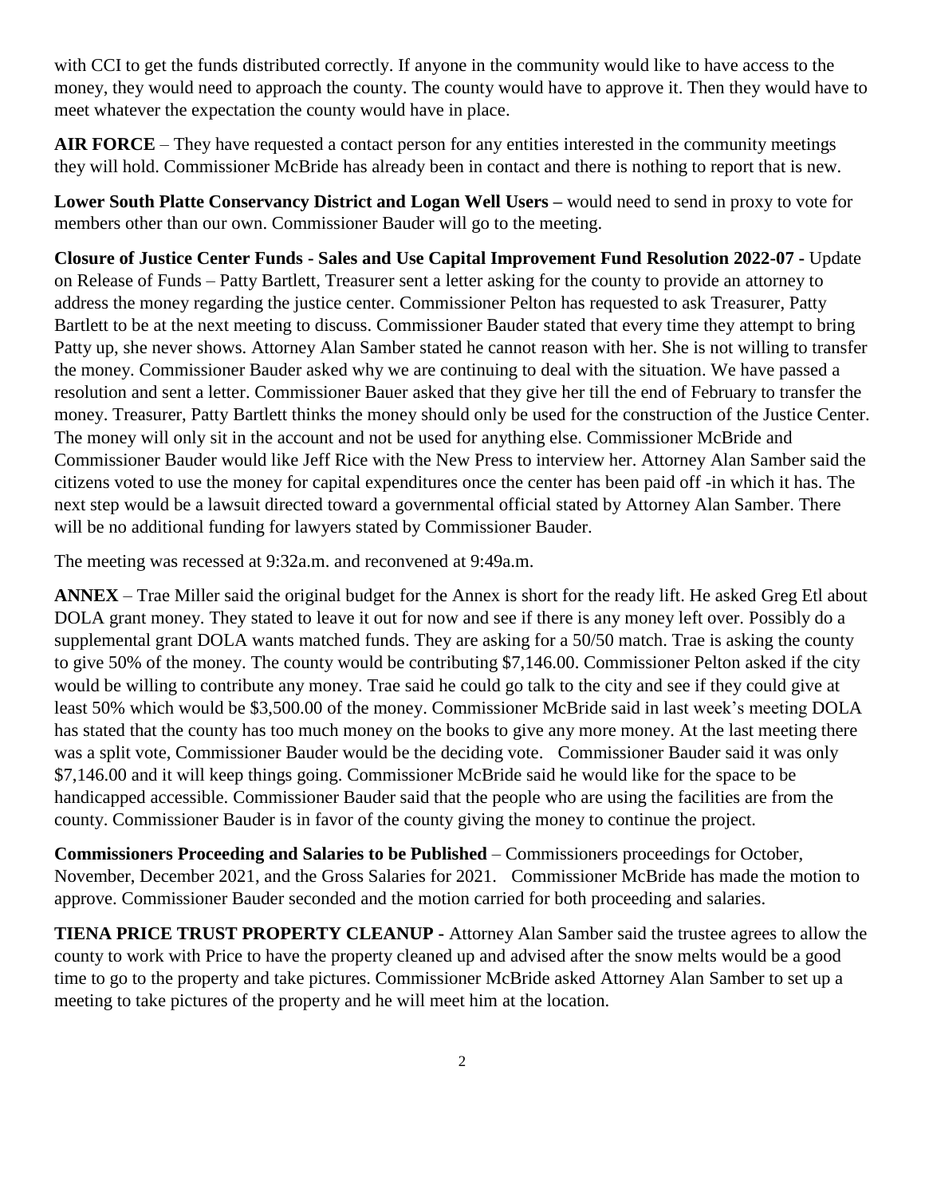with CCI to get the funds distributed correctly. If anyone in the community would like to have access to the money, they would need to approach the county. The county would have to approve it. Then they would have to meet whatever the expectation the county would have in place.

**AIR FORCE** – They have requested a contact person for any entities interested in the community meetings they will hold. Commissioner McBride has already been in contact and there is nothing to report that is new.

**Lower South Platte Conservancy District and Logan Well Users –** would need to send in proxy to vote for members other than our own. Commissioner Bauder will go to the meeting.

**Closure of Justice Center Funds - Sales and Use Capital Improvement Fund Resolution 2022-07 -** Update on Release of Funds – Patty Bartlett, Treasurer sent a letter asking for the county to provide an attorney to address the money regarding the justice center. Commissioner Pelton has requested to ask Treasurer, Patty Bartlett to be at the next meeting to discuss. Commissioner Bauder stated that every time they attempt to bring Patty up, she never shows. Attorney Alan Samber stated he cannot reason with her. She is not willing to transfer the money. Commissioner Bauder asked why we are continuing to deal with the situation. We have passed a resolution and sent a letter. Commissioner Bauer asked that they give her till the end of February to transfer the money. Treasurer, Patty Bartlett thinks the money should only be used for the construction of the Justice Center. The money will only sit in the account and not be used for anything else. Commissioner McBride and Commissioner Bauder would like Jeff Rice with the New Press to interview her. Attorney Alan Samber said the citizens voted to use the money for capital expenditures once the center has been paid off -in which it has. The next step would be a lawsuit directed toward a governmental official stated by Attorney Alan Samber. There will be no additional funding for lawyers stated by Commissioner Bauder.

The meeting was recessed at 9:32a.m. and reconvened at 9:49a.m.

**ANNEX** – Trae Miller said the original budget for the Annex is short for the ready lift. He asked Greg Etl about DOLA grant money. They stated to leave it out for now and see if there is any money left over. Possibly do a supplemental grant DOLA wants matched funds. They are asking for a 50/50 match. Trae is asking the county to give 50% of the money. The county would be contributing $7,146.00. Commissioner Pelton asked if the city would be willing to contribute any money. Trae said he could go talk to the city and see if they could give at least 50% which would be $3,500.00 of the money. Commissioner McBride said in last week's meeting DOLA has stated that the county has too much money on the books to give any more money. At the last meeting there was a split vote, Commissioner Bauder would be the deciding vote. Commissioner Bauder said it was only $7,146.00 and it will keep things going. Commissioner McBride said he would like for the space to be handicapped accessible. Commissioner Bauder said that the people who are using the facilities are from the county. Commissioner Bauder is in favor of the county giving the money to continue the project.

**Commissioners Proceeding and Salaries to be Published** – Commissioners proceedings for October, November, December 2021, and the Gross Salaries for 2021. Commissioner McBride has made the motion to approve. Commissioner Bauder seconded and the motion carried for both proceeding and salaries.

**TIENA PRICE TRUST PROPERTY CLEANUP -** Attorney Alan Samber said the trustee agrees to allow the county to work with Price to have the property cleaned up and advised after the snow melts would be a good time to go to the property and take pictures. Commissioner McBride asked Attorney Alan Samber to set up a meeting to take pictures of the property and he will meet him at the location.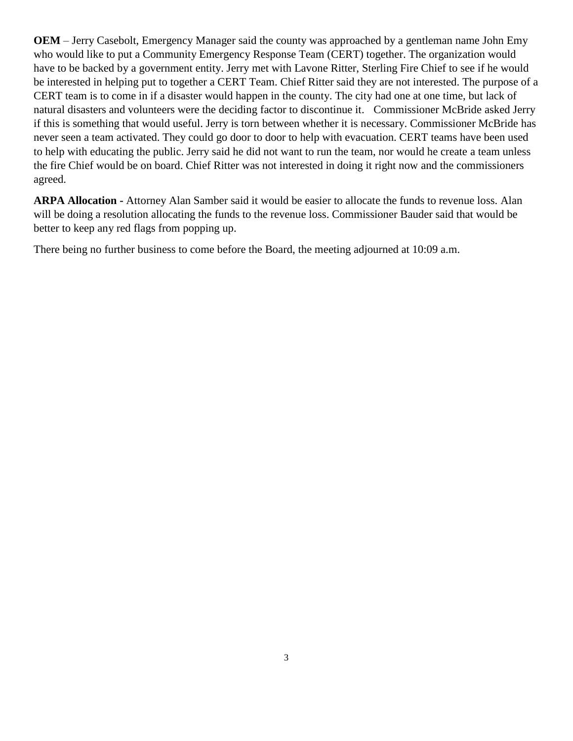**OEM** – Jerry Casebolt, Emergency Manager said the county was approached by a gentleman name John Emy who would like to put a Community Emergency Response Team (CERT) together. The organization would have to be backed by a government entity. Jerry met with Lavone Ritter, Sterling Fire Chief to see if he would be interested in helping put to together a CERT Team. Chief Ritter said they are not interested. The purpose of a CERT team is to come in if a disaster would happen in the county. The city had one at one time, but lack of natural disasters and volunteers were the deciding factor to discontinue it. Commissioner McBride asked Jerry if this is something that would useful. Jerry is torn between whether it is necessary. Commissioner McBride has never seen a team activated. They could go door to door to help with evacuation. CERT teams have been used to help with educating the public. Jerry said he did not want to run the team, nor would he create a team unless the fire Chief would be on board. Chief Ritter was not interested in doing it right now and the commissioners agreed.

**ARPA Allocation -** Attorney Alan Samber said it would be easier to allocate the funds to revenue loss. Alan will be doing a resolution allocating the funds to the revenue loss. Commissioner Bauder said that would be better to keep any red flags from popping up.

There being no further business to come before the Board, the meeting adjourned at 10:09 a.m.